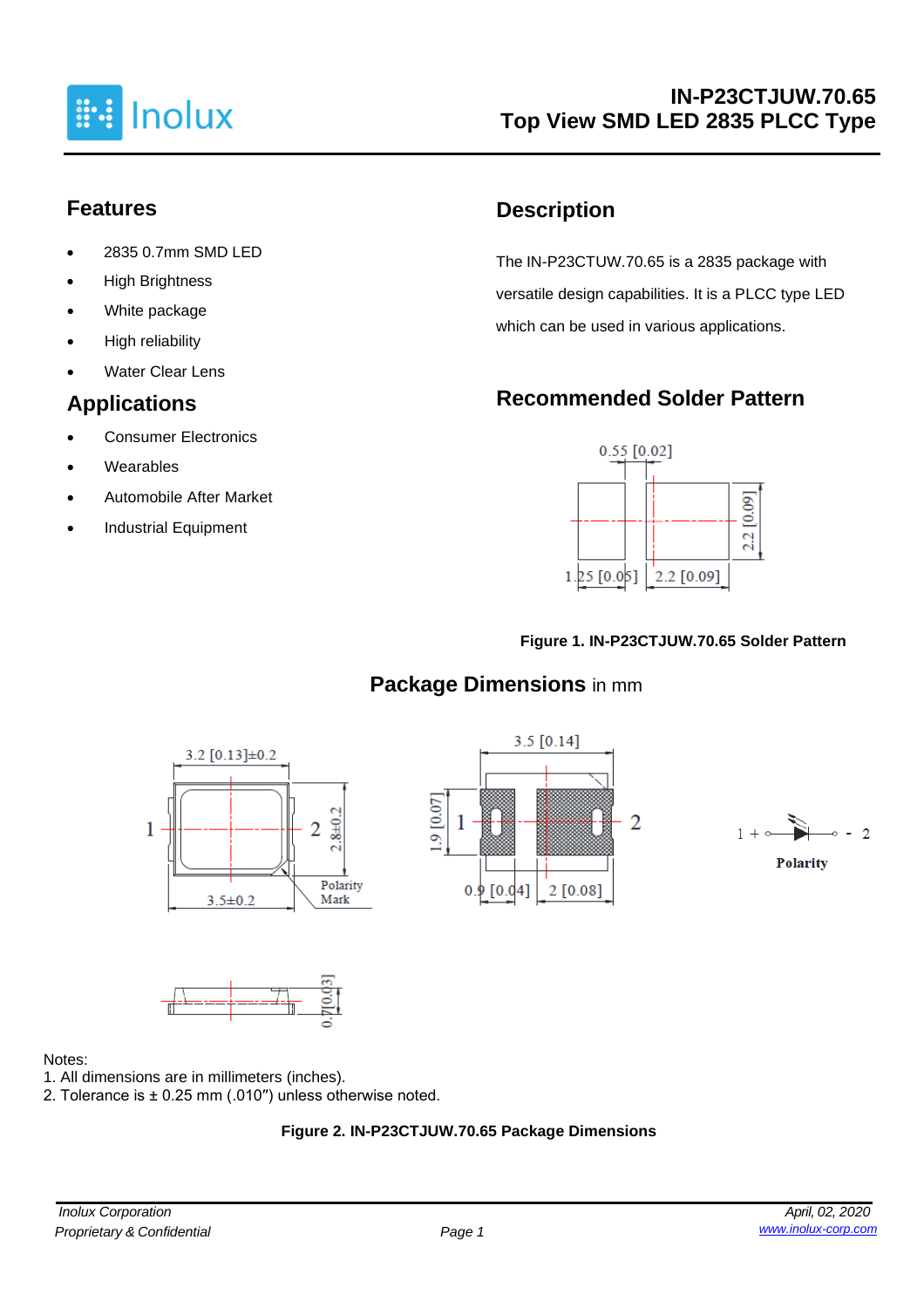# IN-P23CTJUW.70.65
# Top View SMD LED 2835 PLCC Type

## Features

- 2835 0.7mm SMD LED
- High Brightness
- White package
- High reliability
- Water Clear Lens

## Applications

- Consumer Electronics
- Wearables
- Automobile After Market
- Industrial Equipment

## Description

The IN-P23CTUW.70.65 is a 2835 package with versatile design capabilities. It is a PLCC type LED which can be used in various applications.

## Recommended Solder Pattern

**Figure 1. IN-P23CTJUW.70.65 Solder Pattern**

## Package Dimensions in mm

Notes:
1. All dimensions are in millimeters (inches).
2. Tolerance is ± 0.25 mm (.010″) unless otherwise noted.

**Figure 2. IN-P23CTJUW.70.65 Package Dimensions**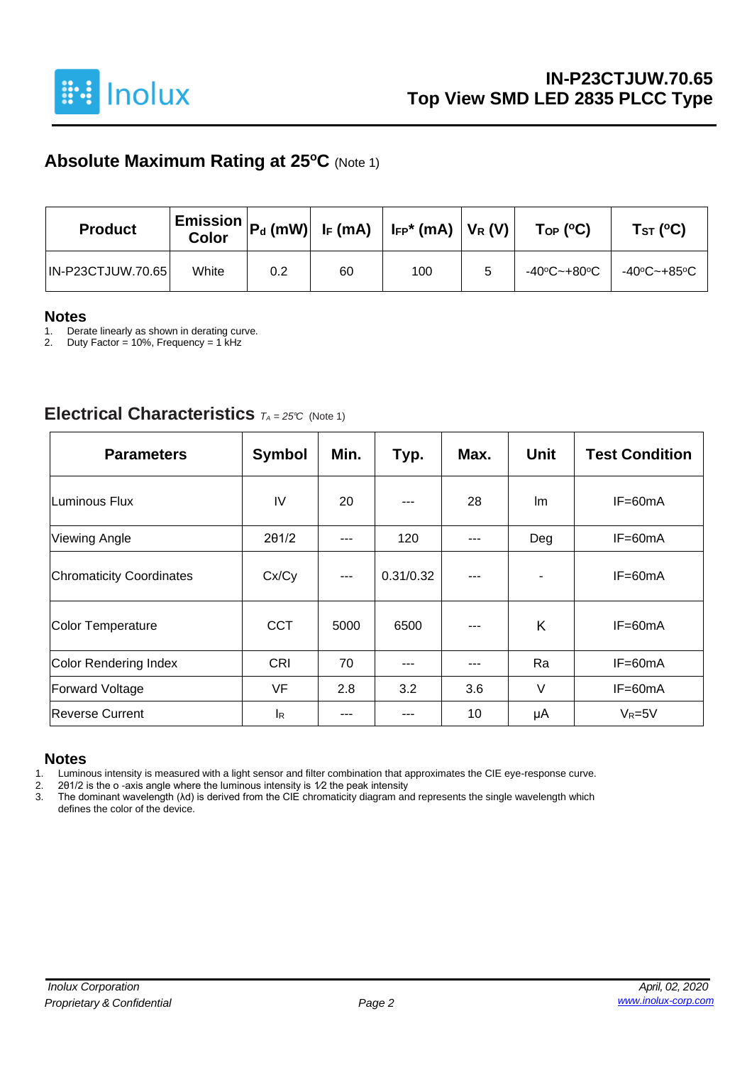## Absolute Maximum Rating at 25ºC (Note 1)

| Product | Emission Color | $P_d$ (mW) | $I_F$ (mA) | $I_{FP}$* (mA) | $V_R$ (V) | $T_{OP}$ (ºC) | $T_{ST}$ (ºC) |
|---|---|---|---|---|---|---|---|
| IN-P23CTJUW.70.65 | White | 0.2 | 60 | 100 | 5 | -40ºC~+80ºC | -40ºC~+85ºC |

### Notes

1. Derate linearly as shown in derating curve.
2. Duty Factor = 10%, Frequency = 1 kHz

## Electrical Characteristics $T_A = 25℃$ (Note 1)

| Parameters | Symbol | Min. | Typ. | Max. | Unit | Test Condition |
|---|---|---|---|---|---|---|
| Luminous Flux | IV | 20 | --- | 28 | lm | IF=60mA |
| Viewing Angle | 2θ1/2 | --- | 120 | --- | Deg | IF=60mA |
| Chromaticity Coordinates | Cx/Cy | --- | 0.31/0.32 | --- | - | IF=60mA |
| Color Temperature | CCT | 5000 | 6500 | --- | K | IF=60mA |
| Color Rendering Index | CRI | 70 | --- | --- | Ra | IF=60mA |
| Forward Voltage | VF | 2.8 | 3.2 | 3.6 | V | IF=60mA |
| Reverse Current | $I_R$ | --- | --- | 10 | μA | $V_R$=5V |

### Notes

1. Luminous intensity is measured with a light sensor and filter combination that approximates the CIE eye-response curve.
2. 2θ1/2 is the o -axis angle where the luminous intensity is 1⁄2 the peak intensity
3. The dominant wavelength (λd) is derived from the CIE chromaticity diagram and represents the single wavelength which defines the color of the device.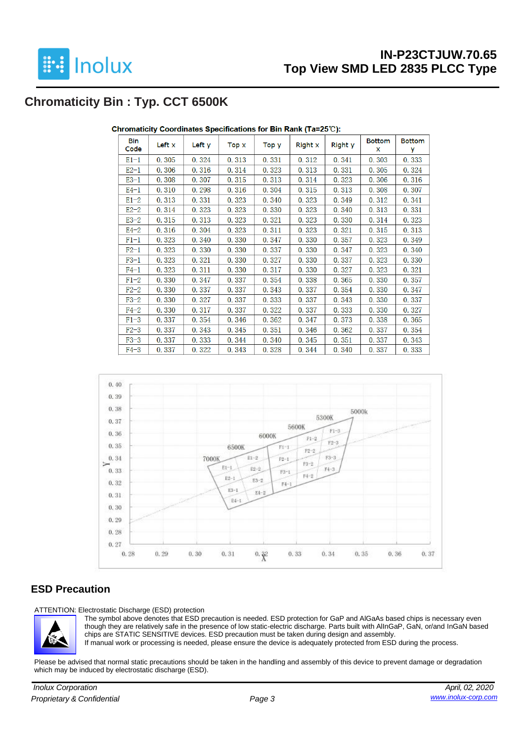## Chromaticity Bin : Typ. CCT 6500K

**Chromaticity Coordinates Specifications for Bin Rank (Ta=25℃):**

| Bin Code | Left x | Left y | Top x | Top y | Right x | Right y | Bottom x | Bottom y |
|---|---|---|---|---|---|---|---|---|
| E1-1 | 0.305 | 0.324 | 0.313 | 0.331 | 0.312 | 0.341 | 0.303 | 0.333 |
| E2-1 | 0.306 | 0.316 | 0.314 | 0.323 | 0.313 | 0.331 | 0.305 | 0.324 |
| E3-1 | 0.308 | 0.307 | 0.315 | 0.313 | 0.314 | 0.323 | 0.306 | 0.316 |
| E4-1 | 0.310 | 0.298 | 0.316 | 0.304 | 0.315 | 0.313 | 0.308 | 0.307 |
| E1-2 | 0.313 | 0.331 | 0.323 | 0.340 | 0.323 | 0.349 | 0.312 | 0.341 |
| E2-2 | 0.314 | 0.323 | 0.323 | 0.330 | 0.323 | 0.340 | 0.313 | 0.331 |
| E3-2 | 0.315 | 0.313 | 0.323 | 0.321 | 0.323 | 0.330 | 0.314 | 0.323 |
| E4-2 | 0.316 | 0.304 | 0.323 | 0.311 | 0.323 | 0.321 | 0.315 | 0.313 |
| F1-1 | 0.323 | 0.340 | 0.330 | 0.347 | 0.330 | 0.357 | 0.323 | 0.349 |
| F2-1 | 0.323 | 0.330 | 0.330 | 0.337 | 0.330 | 0.347 | 0.323 | 0.340 |
| F3-1 | 0.323 | 0.321 | 0.330 | 0.327 | 0.330 | 0.337 | 0.323 | 0.330 |
| F4-1 | 0.323 | 0.311 | 0.330 | 0.317 | 0.330 | 0.327 | 0.323 | 0.321 |
| F1-2 | 0.330 | 0.347 | 0.337 | 0.354 | 0.338 | 0.365 | 0.330 | 0.357 |
| F2-2 | 0.330 | 0.337 | 0.337 | 0.343 | 0.337 | 0.354 | 0.330 | 0.347 |
| F3-2 | 0.330 | 0.327 | 0.337 | 0.333 | 0.337 | 0.343 | 0.330 | 0.337 |
| F4-2 | 0.330 | 0.317 | 0.337 | 0.322 | 0.337 | 0.333 | 0.330 | 0.327 |
| F1-3 | 0.337 | 0.354 | 0.346 | 0.362 | 0.347 | 0.373 | 0.338 | 0.365 |
| F2-3 | 0.337 | 0.343 | 0.345 | 0.351 | 0.346 | 0.362 | 0.337 | 0.354 |
| F3-3 | 0.337 | 0.333 | 0.344 | 0.340 | 0.345 | 0.351 | 0.337 | 0.343 |
| F4-3 | 0.337 | 0.322 | 0.343 | 0.328 | 0.344 | 0.340 | 0.337 | 0.333 |

## ESD Precaution

ATTENTION: Electrostatic Discharge (ESD) protection

The symbol above denotes that ESD precaution is needed. ESD protection for GaP and AlGaAs based chips is necessary even though they are relatively safe in the presence of low static-electric discharge. Parts built with AlInGaP, GaN, or/and InGaN based chips are STATIC SENSITIVE devices. ESD precaution must be taken during design and assembly.
If manual work or processing is needed, please ensure the device is adequately protected from ESD during the process.

Please be advised that normal static precautions should be taken in the handling and assembly of this device to prevent damage or degradation which may be induced by electrostatic discharge (ESD).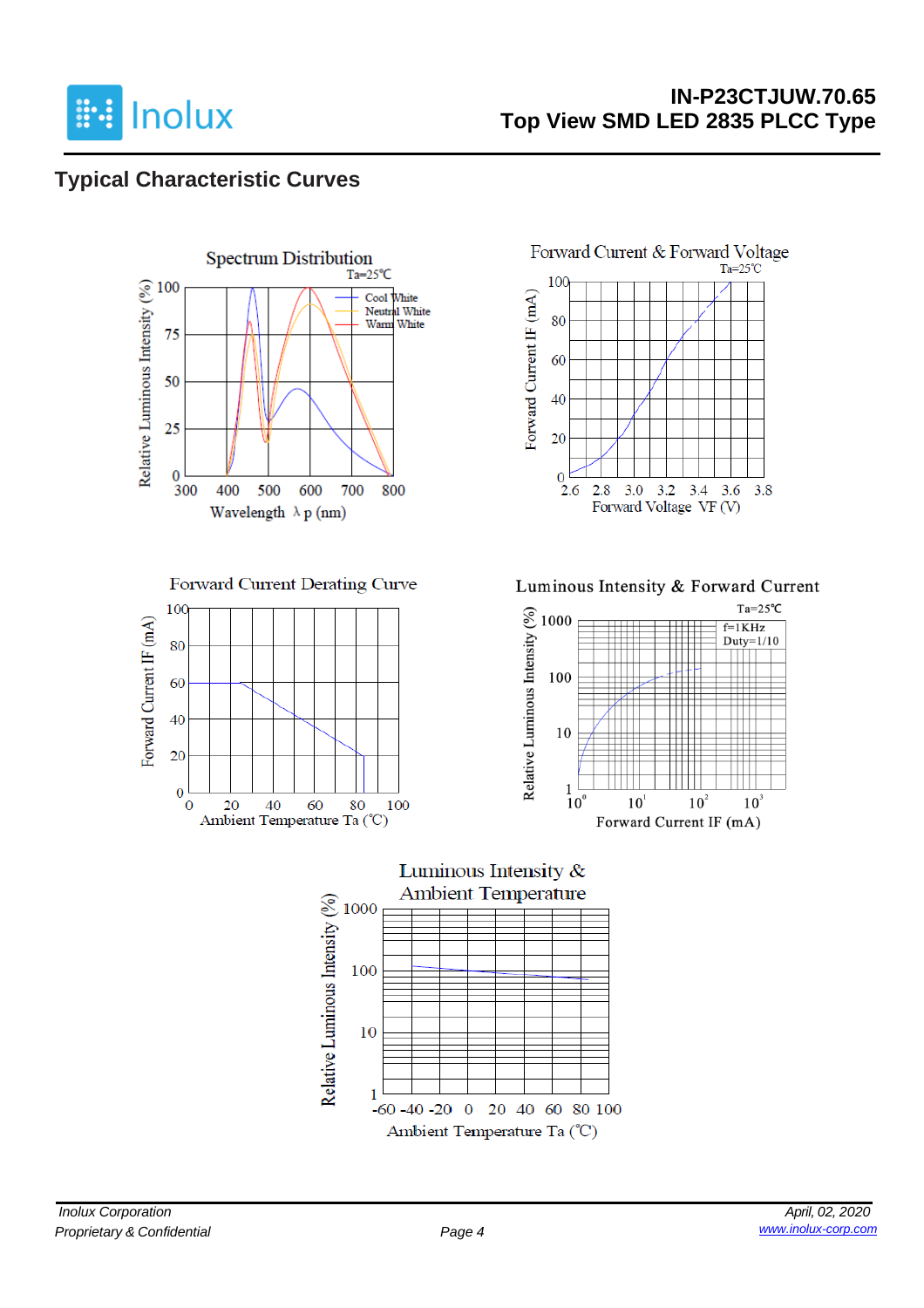## Typical Characteristic Curves

Spectrum Distribution

Ta=25℃

Relative Luminous Intensity (%)

Wavelength λp (nm)

Cool White
Neutral White
Warm White

Forward Current & Forward Voltage

Ta=25℃

Forward Current IF (mA)

Forward Voltage VF (V)

Forward Current Derating Curve

Forward Current IF (mA)

Ambient Temperature Ta (℃)

Luminous Intensity & Forward Current

Ta=25℃

f=1KHz
Duty=1/10

Relative Luminous Intensity (%)

Forward Current IF (mA)

Luminous Intensity & Ambient Temperature

Relative Luminous Intensity (%)

Ambient Temperature Ta (℃)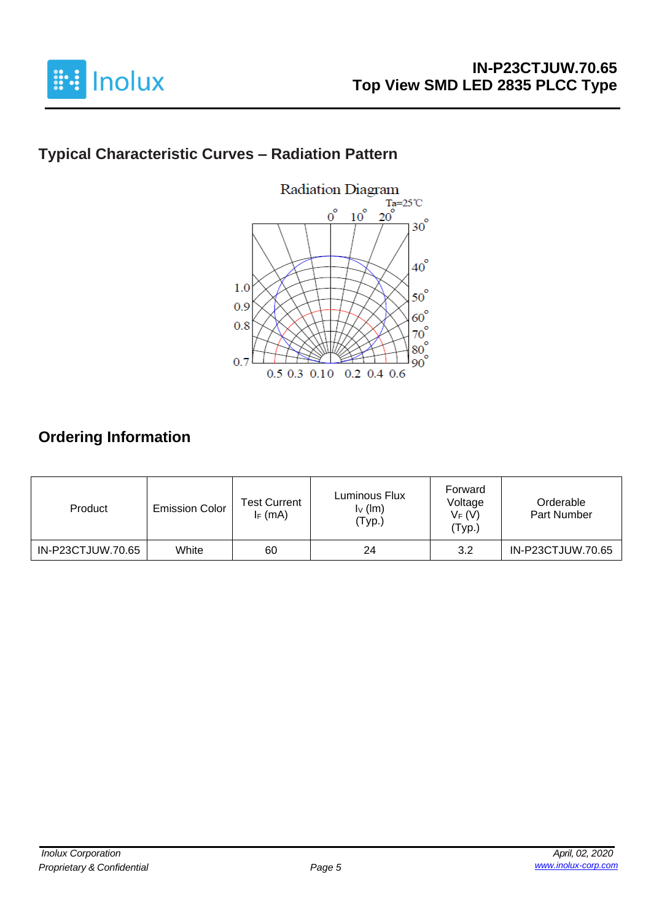## Typical Characteristic Curves – Radiation Pattern

Radiation Diagram

Ta=25℃

## Ordering Information

| Product | Emission Color | Test Current $I_F$ (mA) | Luminous Flux $I_V$ (lm) (Typ.) | Forward Voltage $V_F$ (V) (Typ.) | Orderable Part Number |
|---|---|---|---|---|---|
| IN-P23CTJUW.70.65 | White | 60 | 24 | 3.2 | IN-P23CTJUW.70.65 |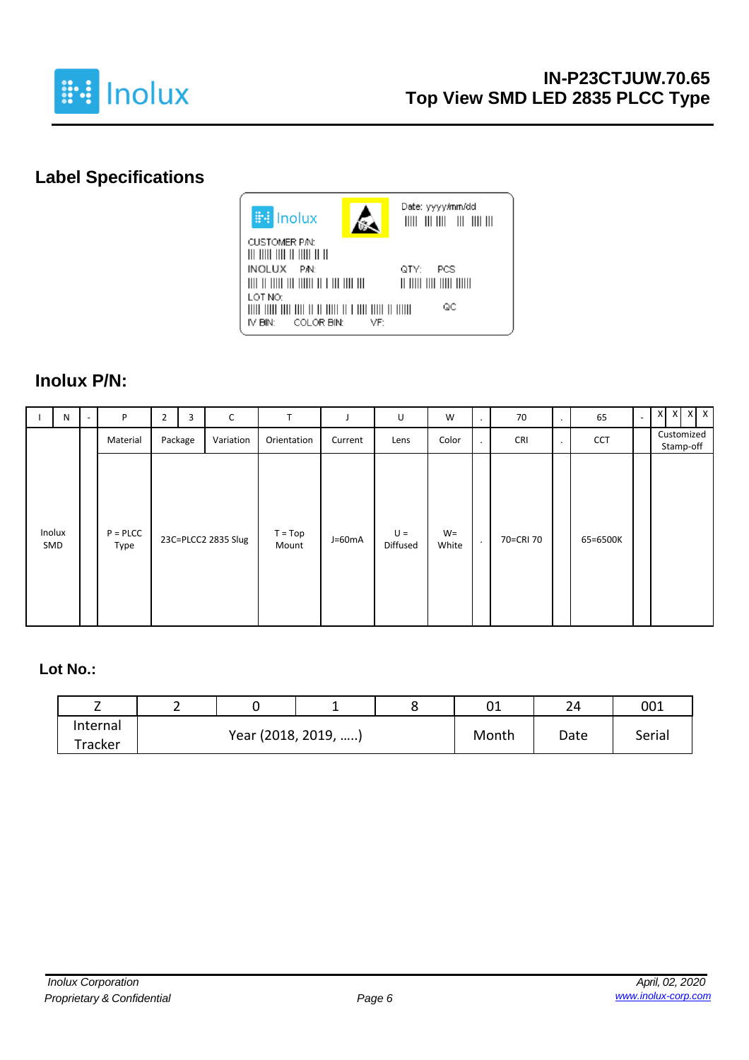## Label Specifications

Inolux | Date: yyyy/mm/dd
CUSTOMER P/N:
INOLUX P/N: QTY: PCS
LOT NO: QC
IV BIN: COLOR BIN: VF:

## Inolux P/N:

| I | N | - | P | 2 | 3 | C | T | J | U | W | . | 70 | . | 65 | - | X | X | X | X |
|---|---|---|---|---|---|---|---|---|---|---|---|---|---|---|---|---|---|---|---|
| Inolux SMD | | | Material | Package | | Variation | Orientation | Current | Lens | Color | . | CRI | . | CCT | | Customized Stamp-off | | | |
| | | | P = PLCC Type | 23C=PLCC2 2835 Slug | | | T = Top Mount | J=60mA | U = Diffused | W= White | . | 70=CRI 70 | | 65=6500K | | | | | |

## Lot No.:

| Z | 2 | 0 | 1 | 8 | 01 | 24 | 001 |
|---|---|---|---|---|---|---|---|
| Internal Tracker | Year (2018, 2019, …..) | | | | Month | Date | Serial |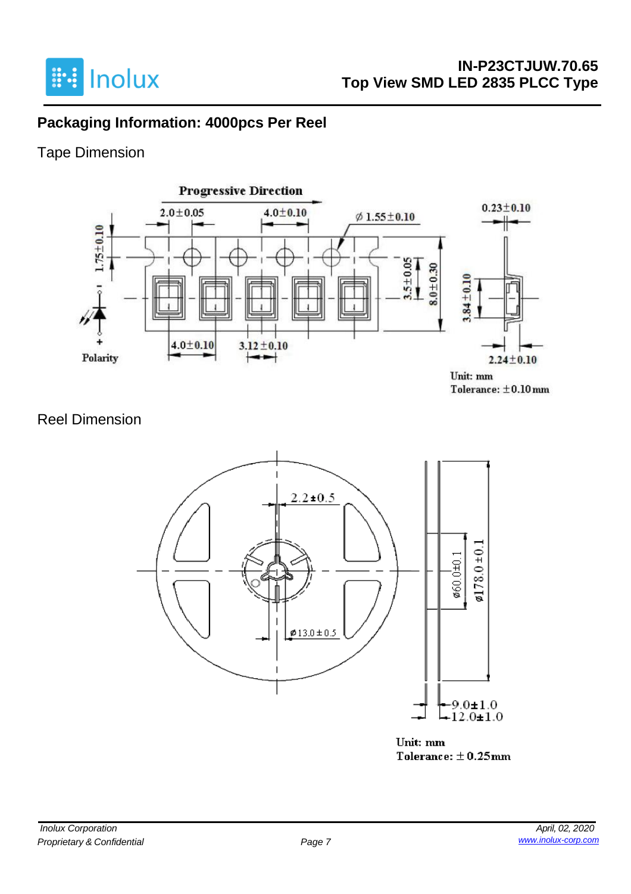## Packaging Information: 4000pcs Per Reel

### Tape Dimension

Progressive Direction

2.0±0.05 4.0±0.10 ∅1.55±0.10 0.23±0.10

1.75±0.10 3.5±0.05 8.0±0.30 3.84±0.10

Polarity 4.0±0.10 3.12±0.10 2.24±0.10

Unit: mm
Tolerance: ±0.10mm

### Reel Dimension

2.2±0.5

∅13.0±0.5

∅60.0±0.1 ∅178.0±0.1

9.0±1.0
12.0±1.0

Unit: mm
Tolerance: ±0.25mm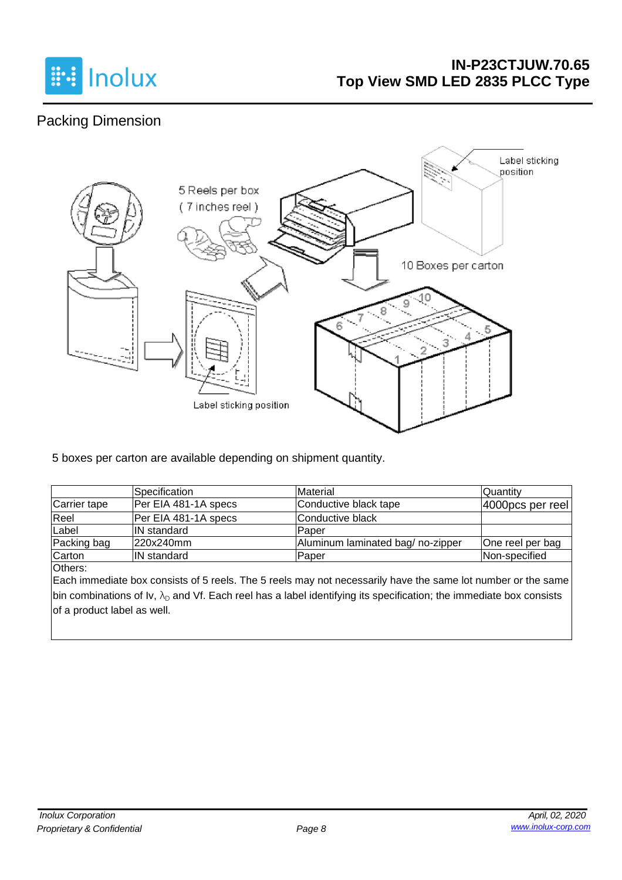## Packing Dimension

5 Reels per box
( 7 inches reel )

Label sticking position

10 Boxes per carton

Label sticking position

5 boxes per carton are available depending on shipment quantity.

| | Specification | Material | Quantity |
|---|---|---|---|
| Carrier tape | Per EIA 481-1A specs | Conductive black tape | 4000pcs per reel |
| Reel | Per EIA 481-1A specs | Conductive black | |
| Label | IN standard | Paper | |
| Packing bag | 220x240mm | Aluminum laminated bag/ no-zipper | One reel per bag |
| Carton | IN standard | Paper | Non-specified |

Others:
Each immediate box consists of 5 reels. The 5 reels may not necessarily have the same lot number or the same bin combinations of Iv, $\lambda_D$ and Vf. Each reel has a label identifying its specification; the immediate box consists of a product label as well.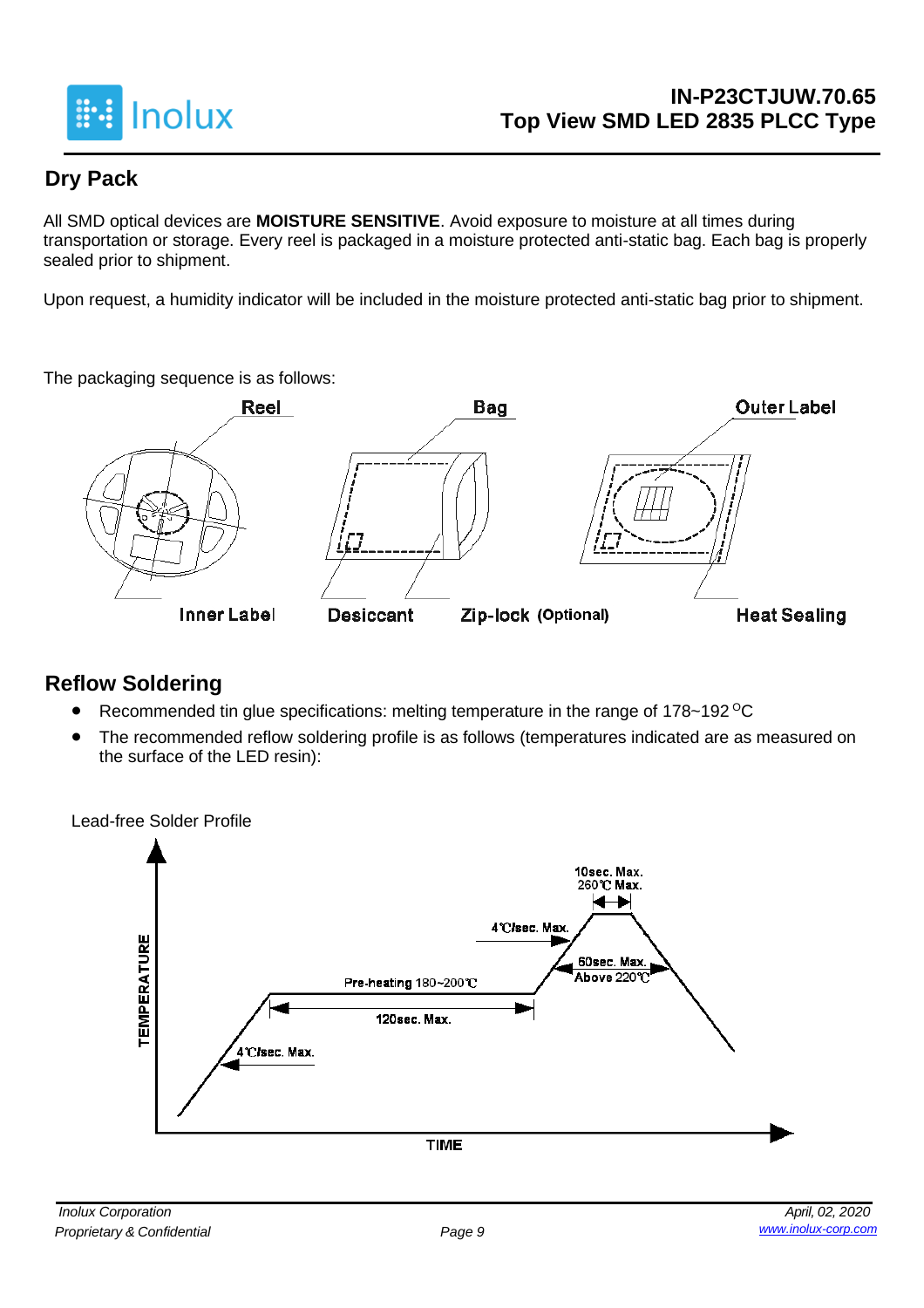## Dry Pack

All SMD optical devices are **MOISTURE SENSITIVE**. Avoid exposure to moisture at all times during transportation or storage. Every reel is packaged in a moisture protected anti-static bag. Each bag is properly sealed prior to shipment.

Upon request, a humidity indicator will be included in the moisture protected anti-static bag prior to shipment.

The packaging sequence is as follows:

Reel | Bag | Outer Label

Inner Label | Desiccant | Zip-lock (Optional) | Heat Sealing

## Reflow Soldering

- Recommended tin glue specifications: melting temperature in the range of 178~192 °C
- The recommended reflow soldering profile is as follows (temperatures indicated are as measured on the surface of the LED resin):

Lead-free Solder Profile

TEMPERATURE / TIME

- 4℃/sec. Max.
- Pre-heating 180~200℃
- 120sec. Max.
- 4℃/sec. Max.
- 60sec. Max. Above 220℃
- 10sec. Max. 260℃ Max.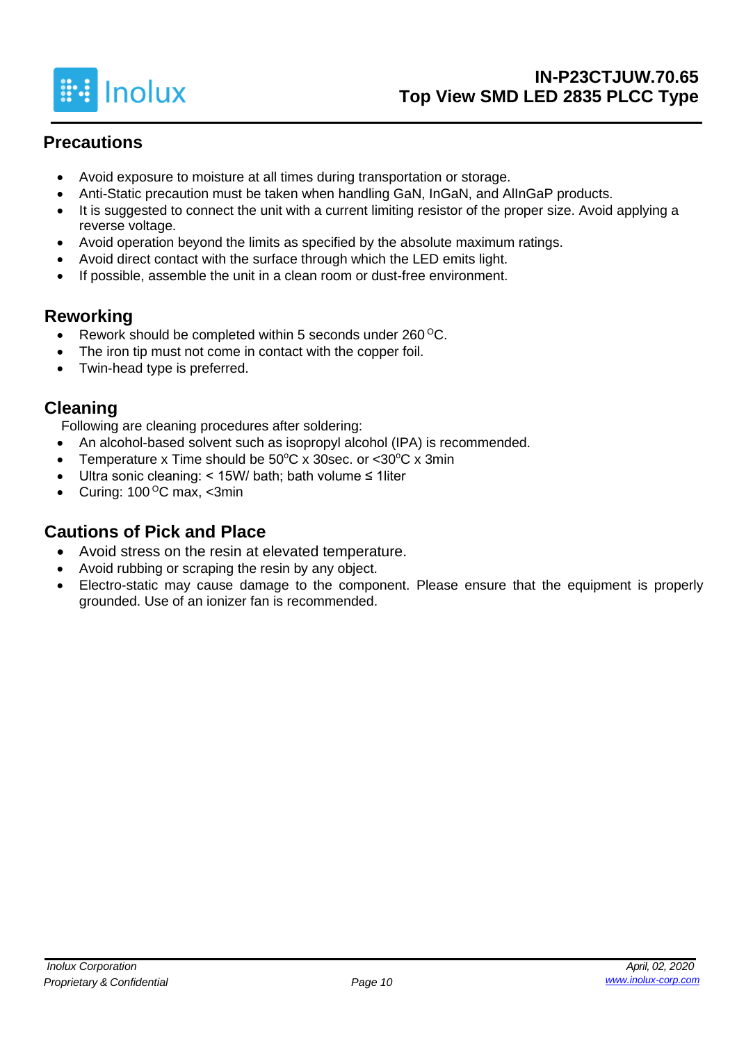## Precautions

- Avoid exposure to moisture at all times during transportation or storage.
- Anti-Static precaution must be taken when handling GaN, InGaN, and AlInGaP products.
- It is suggested to connect the unit with a current limiting resistor of the proper size. Avoid applying a reverse voltage.
- Avoid operation beyond the limits as specified by the absolute maximum ratings.
- Avoid direct contact with the surface through which the LED emits light.
- If possible, assemble the unit in a clean room or dust-free environment.

## Reworking

- Rework should be completed within 5 seconds under 260 $^{O}$C.
- The iron tip must not come in contact with the copper foil.
- Twin-head type is preferred.

## Cleaning

Following are cleaning procedures after soldering:

- An alcohol-based solvent such as isopropyl alcohol (IPA) is recommended.
- Temperature x Time should be 50$^{o}$C x 30sec. or <30$^{o}$C x 3min
- Ultra sonic cleaning: < 15W/ bath; bath volume ≤ 1liter
- Curing: 100 $^{O}$C max, <3min

## Cautions of Pick and Place

- Avoid stress on the resin at elevated temperature.
- Avoid rubbing or scraping the resin by any object.
- Electro-static may cause damage to the component. Please ensure that the equipment is properly grounded. Use of an ionizer fan is recommended.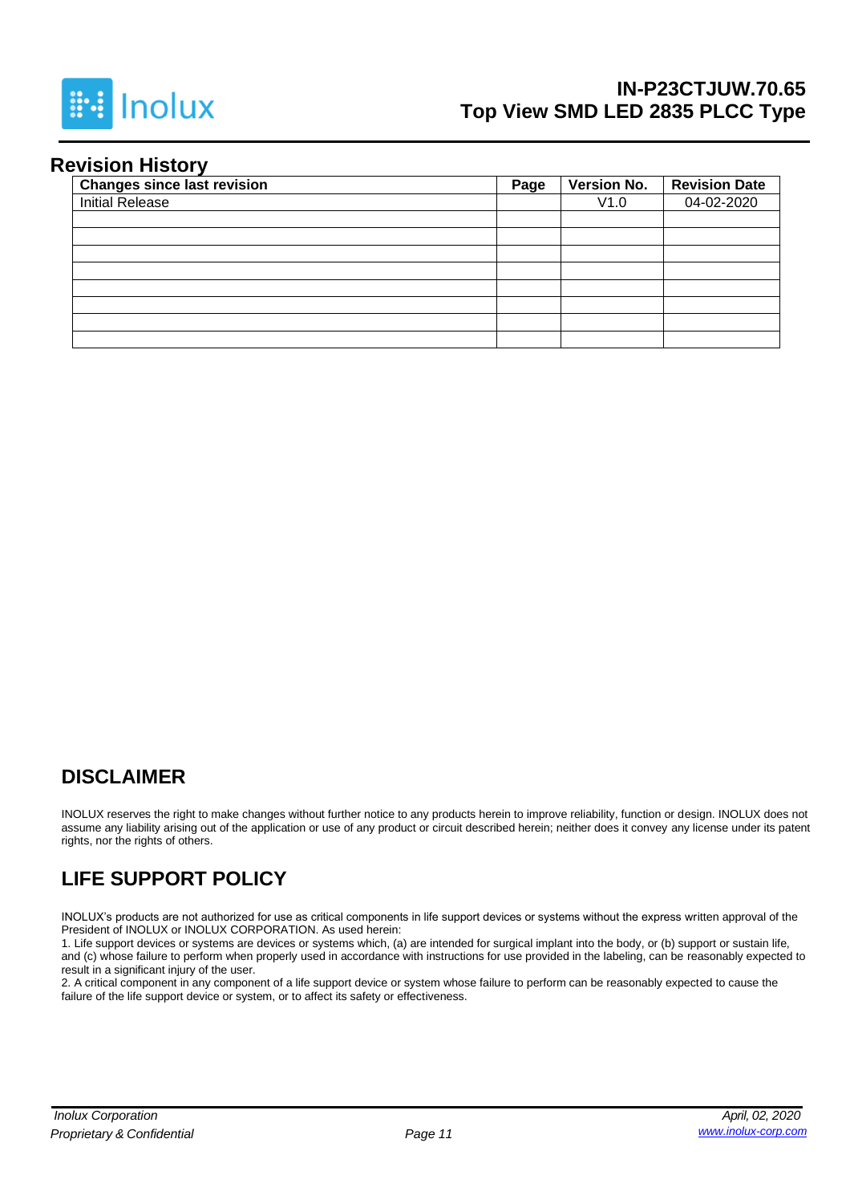## Revision History

| Changes since last revision | Page | Version No. | Revision Date |
|---|---|---|---|
| Initial Release | | V1.0 | 04-02-2020 |
| | | | |
| | | | |
| | | | |
| | | | |
| | | | |
| | | | |
| | | | |

## DISCLAIMER

INOLUX reserves the right to make changes without further notice to any products herein to improve reliability, function or design. INOLUX does not assume any liability arising out of the application or use of any product or circuit described herein; neither does it convey any license under its patent rights, nor the rights of others.

## LIFE SUPPORT POLICY

INOLUX's products are not authorized for use as critical components in life support devices or systems without the express written approval of the President of INOLUX or INOLUX CORPORATION. As used herein:

1. Life support devices or systems are devices or systems which, (a) are intended for surgical implant into the body, or (b) support or sustain life, and (c) whose failure to perform when properly used in accordance with instructions for use provided in the labeling, can be reasonably expected to result in a significant injury of the user.
2. A critical component in any component of a life support device or system whose failure to perform can be reasonably expected to cause the failure of the life support device or system, or to affect its safety or effectiveness.